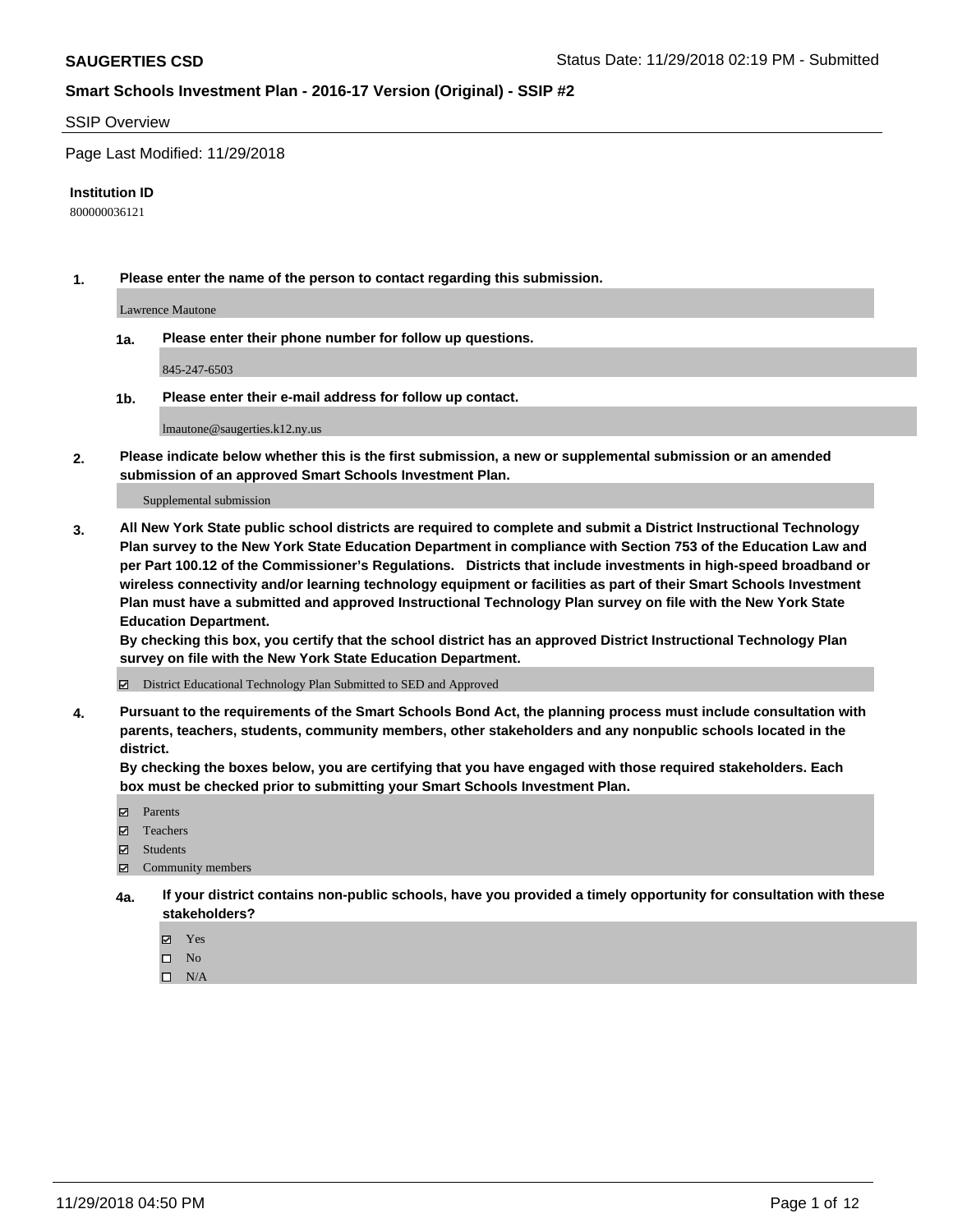**SAUGERTIES CSD** Status Date: 11/29/2018 02:19 PM - Submitted

**Smart Schools Investment Plan - 2016-17 Version (Original) - SSIP #2**

SSIP Overview

Page Last Modified: 11/29/2018

**Institution ID**

800000036121

**1. Please enter the name of the person to contact regarding this submission.**

Lawrence Mautone

**1a. Please enter their phone number for follow up questions.**

845-247-6503

**1b. Please enter their e-mail address for follow up contact.**

lmautone@saugerties.k12.ny.us

**2. Please indicate below whether this is the first submission, a new or supplemental submission or an amended submission of an approved Smart Schools Investment Plan.**

Supplemental submission

**3. All New York State public school districts are required to complete and submit a District Instructional Technology Plan survey to the New York State Education Department in compliance with Section 753 of the Education Law and per Part 100.12 of the Commissioner's Regulations. Districts that include investments in high-speed broadband or wireless connectivity and/or learning technology equipment or facilities as part of their Smart Schools Investment Plan must have a submitted and approved Instructional Technology Plan survey on file with the New York State Education Department.**
**By checking this box, you certify that the school district has an approved District Instructional Technology Plan survey on file with the New York State Education Department.**

☑ District Educational Technology Plan Submitted to SED and Approved

**4. Pursuant to the requirements of the Smart Schools Bond Act, the planning process must include consultation with parents, teachers, students, community members, other stakeholders and any nonpublic schools located in the district.**
**By checking the boxes below, you are certifying that you have engaged with those required stakeholders. Each box must be checked prior to submitting your Smart Schools Investment Plan.**

☑ Parents
☑ Teachers
☑ Students
☑ Community members

**4a. If your district contains non-public schools, have you provided a timely opportunity for consultation with these stakeholders?**

☑ Yes
☐ No
☐ N/A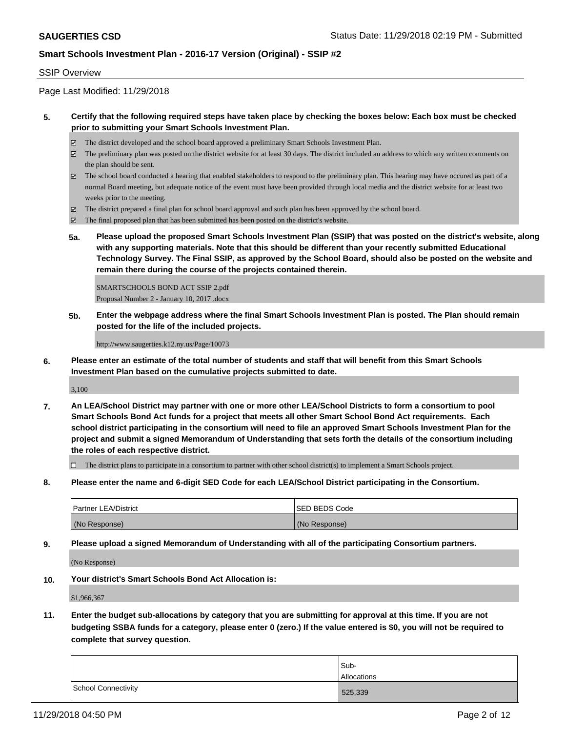SSIP Overview

Page Last Modified: 11/29/2018

**5. Certify that the following required steps have taken place by checking the boxes below: Each box must be checked prior to submitting your Smart Schools Investment Plan.**

- ☑ The district developed and the school board approved a preliminary Smart Schools Investment Plan.
- ☑ The preliminary plan was posted on the district website for at least 30 days. The district included an address to which any written comments on the plan should be sent.
- ☑ The school board conducted a hearing that enabled stakeholders to respond to the preliminary plan. This hearing may have occured as part of a normal Board meeting, but adequate notice of the event must have been provided through local media and the district website for at least two weeks prior to the meeting.
- ☑ The district prepared a final plan for school board approval and such plan has been approved by the school board.
- ☑ The final proposed plan that has been submitted has been posted on the district's website.

**5a. Please upload the proposed Smart Schools Investment Plan (SSIP) that was posted on the district's website, along with any supporting materials. Note that this should be different than your recently submitted Educational Technology Survey. The Final SSIP, as approved by the School Board, should also be posted on the website and remain there during the course of the projects contained therein.**

SMARTSCHOOLS BOND ACT SSIP 2.pdf
Proposal Number 2 - January 10, 2017 .docx

**5b. Enter the webpage address where the final Smart Schools Investment Plan is posted. The Plan should remain posted for the life of the included projects.**

http://www.saugerties.k12.ny.us/Page/10073

**6. Please enter an estimate of the total number of students and staff that will benefit from this Smart Schools Investment Plan based on the cumulative projects submitted to date.**

3,100

**7. An LEA/School District may partner with one or more other LEA/School Districts to form a consortium to pool Smart Schools Bond Act funds for a project that meets all other Smart School Bond Act requirements. Each school district participating in the consortium will need to file an approved Smart Schools Investment Plan for the project and submit a signed Memorandum of Understanding that sets forth the details of the consortium including the roles of each respective district.**

- ☐ The district plans to participate in a consortium to partner with other school district(s) to implement a Smart Schools project.

**8. Please enter the name and 6-digit SED Code for each LEA/School District participating in the Consortium.**

| Partner LEA/District | SED BEDS Code |
|---|---|
| (No Response) | (No Response) |

**9. Please upload a signed Memorandum of Understanding with all of the participating Consortium partners.**

(No Response)

**10. Your district's Smart Schools Bond Act Allocation is:**

$1,966,367

**11. Enter the budget sub-allocations by category that you are submitting for approval at this time. If you are not budgeting SSBA funds for a category, please enter 0 (zero.) If the value entered is $0, you will not be required to complete that survey question.**

| | Sub-Allocations |
|---|---|
| School Connectivity | 525,339 |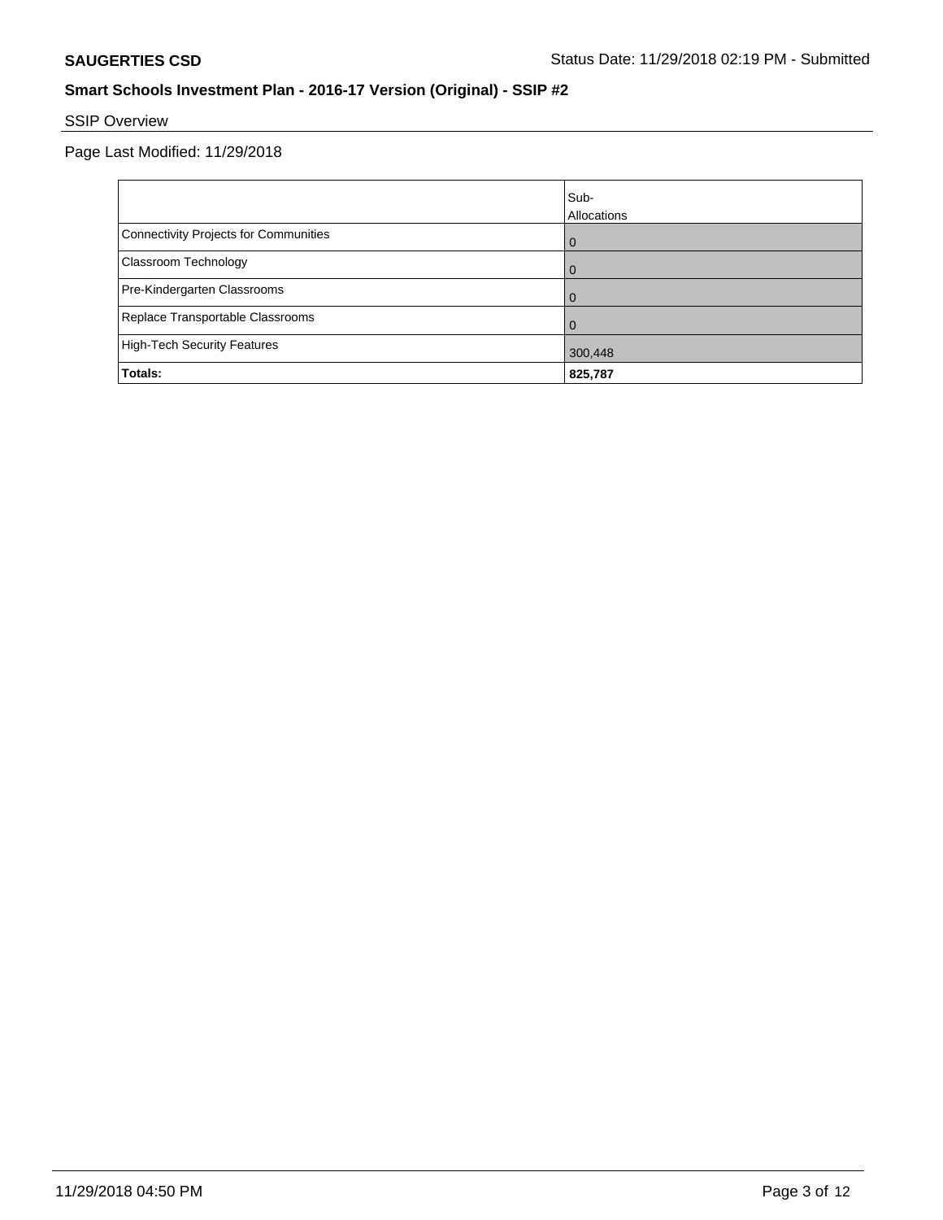## Smart Schools Investment Plan - 2016-17 Version (Original) - SSIP #2

SSIP Overview

Page Last Modified: 11/29/2018

| | Sub-Allocations |
|---|---|
| Connectivity Projects for Communities | 0 |
| Classroom Technology | 0 |
| Pre-Kindergarten Classrooms | 0 |
| Replace Transportable Classrooms | 0 |
| High-Tech Security Features | 300,448 |
| **Totals:** | **825,787** |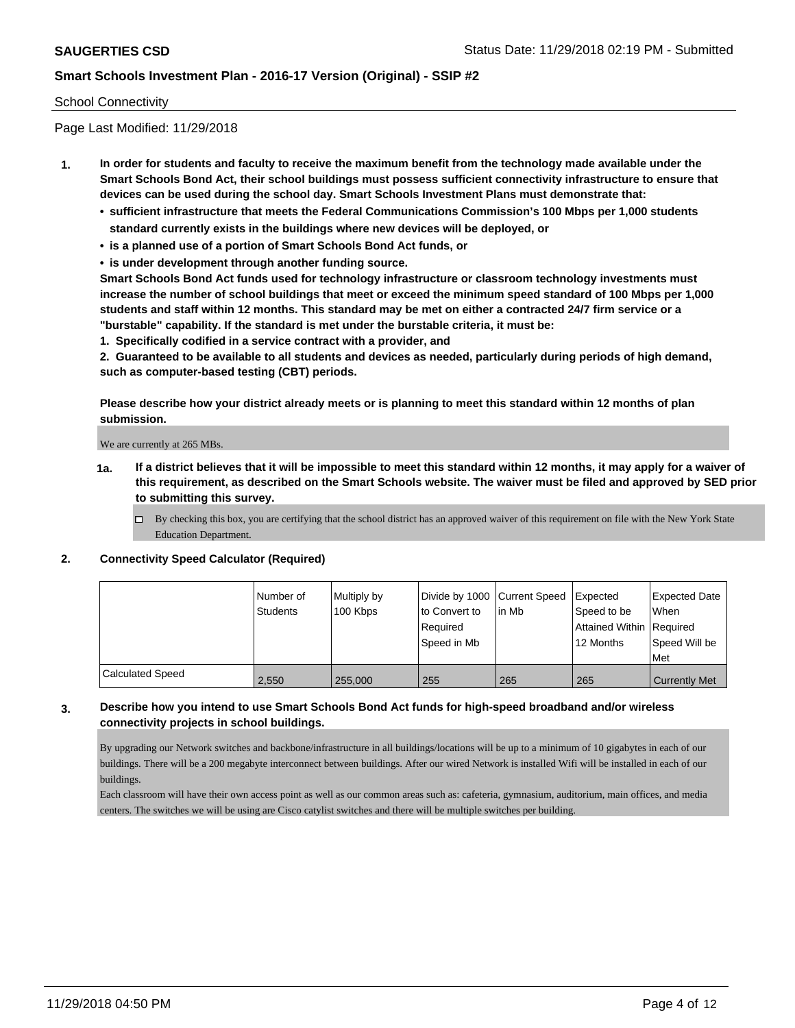School Connectivity

Page Last Modified: 11/29/2018

1. **In order for students and faculty to receive the maximum benefit from the technology made available under the Smart Schools Bond Act, their school buildings must possess sufficient connectivity infrastructure to ensure that devices can be used during the school day. Smart Schools Investment Plans must demonstrate that:**
   - **sufficient infrastructure that meets the Federal Communications Commission's 100 Mbps per 1,000 students standard currently exists in the buildings where new devices will be deployed, or**
   - **is a planned use of a portion of Smart Schools Bond Act funds, or**
   - **is under development through another funding source.**

   **Smart Schools Bond Act funds used for technology infrastructure or classroom technology investments must increase the number of school buildings that meet or exceed the minimum speed standard of 100 Mbps per 1,000 students and staff within 12 months. This standard may be met on either a contracted 24/7 firm service or a "burstable" capability. If the standard is met under the burstable criteria, it must be:**

   **1. Specifically codified in a service contract with a provider, and**

   **2. Guaranteed to be available to all students and devices as needed, particularly during periods of high demand, such as computer-based testing (CBT) periods.**

   **Please describe how your district already meets or is planning to meet this standard within 12 months of plan submission.**

   We are currently at 265 MBs.

   **1a. If a district believes that it will be impossible to meet this standard within 12 months, it may apply for a waiver of this requirement, as described on the Smart Schools website. The waiver must be filed and approved by SED prior to submitting this survey.**

   ☐ By checking this box, you are certifying that the school district has an approved waiver of this requirement on file with the New York State Education Department.

2. **Connectivity Speed Calculator (Required)**

| | Number of Students | Multiply by 100 Kbps | Divide by 1000 to Convert to Required Speed in Mb | Current Speed in Mb | Expected Speed to be Attained Within 12 Months | Expected Date When Required Speed Will be Met |
|---|---|---|---|---|---|---|
| Calculated Speed | 2,550 | 255,000 | 255 | 265 | 265 | Currently Met |

3. **Describe how you intend to use Smart Schools Bond Act funds for high-speed broadband and/or wireless connectivity projects in school buildings.**

   By upgrading our Network switches and backbone/infrastructure in all buildings/locations will be up to a minimum of 10 gigabytes in each of our buildings. There will be a 200 megabyte interconnect between buildings. After our wired Network is installed Wifi will be installed in each of our buildings.

   Each classroom will have their own access point as well as our common areas such as: cafeteria, gymnasium, auditorium, main offices, and media centers. The switches we will be using are Cisco catylist switches and there will be multiple switches per building.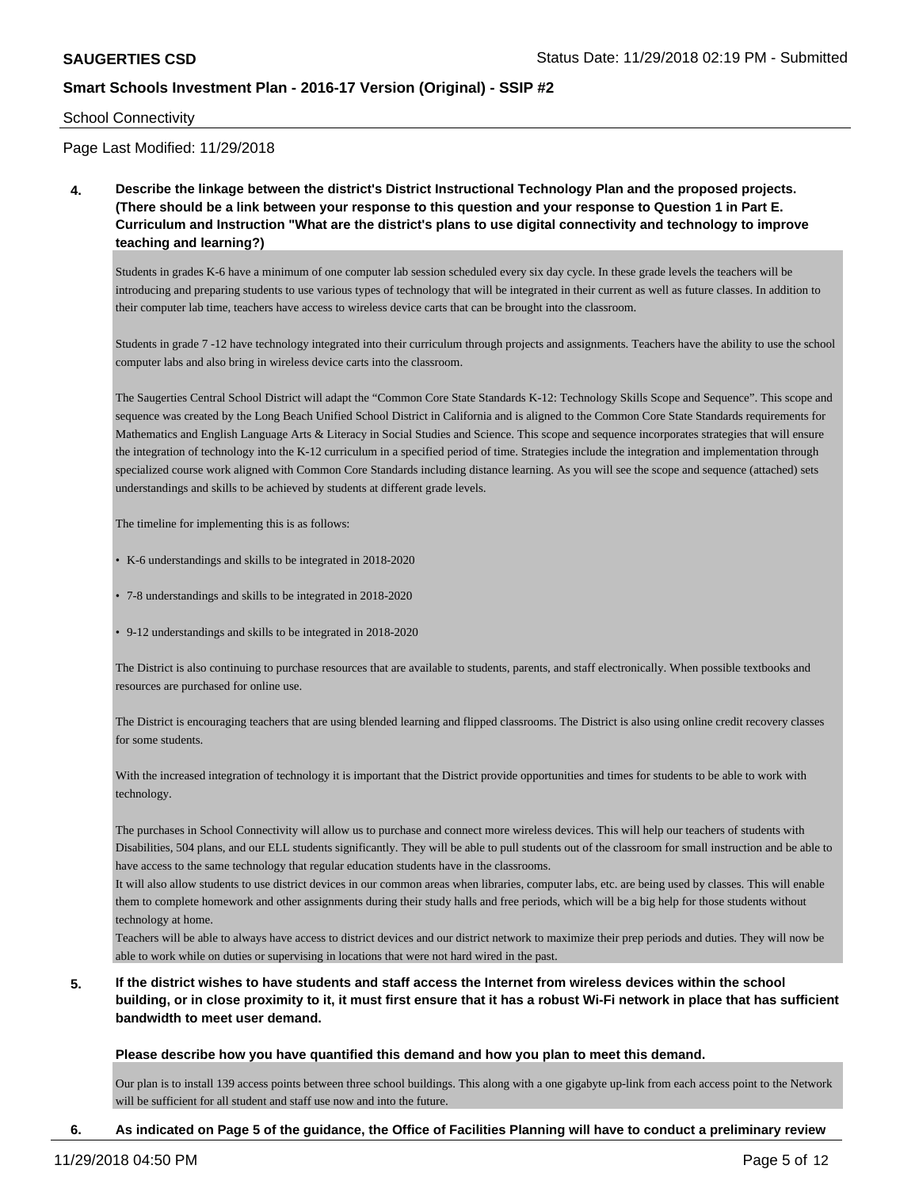School Connectivity

Page Last Modified: 11/29/2018

**4. Describe the linkage between the district's District Instructional Technology Plan and the proposed projects. (There should be a link between your response to this question and your response to Question 1 in Part E. Curriculum and Instruction "What are the district's plans to use digital connectivity and technology to improve teaching and learning?)**

Students in grades K-6 have a minimum of one computer lab session scheduled every six day cycle. In these grade levels the teachers will be introducing and preparing students to use various types of technology that will be integrated in their current as well as future classes. In addition to their computer lab time, teachers have access to wireless device carts that can be brought into the classroom.

Students in grade 7 -12 have technology integrated into their curriculum through projects and assignments. Teachers have the ability to use the school computer labs and also bring in wireless device carts into the classroom.

The Saugerties Central School District will adapt the "Common Core State Standards K-12: Technology Skills Scope and Sequence". This scope and sequence was created by the Long Beach Unified School District in California and is aligned to the Common Core State Standards requirements for Mathematics and English Language Arts & Literacy in Social Studies and Science. This scope and sequence incorporates strategies that will ensure the integration of technology into the K-12 curriculum in a specified period of time. Strategies include the integration and implementation through specialized course work aligned with Common Core Standards including distance learning. As you will see the scope and sequence (attached) sets understandings and skills to be achieved by students at different grade levels.

The timeline for implementing this is as follows:

- K-6 understandings and skills to be integrated in 2018-2020
- 7-8 understandings and skills to be integrated in 2018-2020
- 9-12 understandings and skills to be integrated in 2018-2020

The District is also continuing to purchase resources that are available to students, parents, and staff electronically. When possible textbooks and resources are purchased for online use.

The District is encouraging teachers that are using blended learning and flipped classrooms. The District is also using online credit recovery classes for some students.

With the increased integration of technology it is important that the District provide opportunities and times for students to be able to work with technology.

The purchases in School Connectivity will allow us to purchase and connect more wireless devices. This will help our teachers of students with Disabilities, 504 plans, and our ELL students significantly. They will be able to pull students out of the classroom for small instruction and be able to have access to the same technology that regular education students have in the classrooms.
It will also allow students to use district devices in our common areas when libraries, computer labs, etc. are being used by classes. This will enable them to complete homework and other assignments during their study halls and free periods, which will be a big help for those students without technology at home.
Teachers will be able to always have access to district devices and our district network to maximize their prep periods and duties. They will now be able to work while on duties or supervising in locations that were not hard wired in the past.

**5. If the district wishes to have students and staff access the Internet from wireless devices within the school building, or in close proximity to it, it must first ensure that it has a robust Wi-Fi network in place that has sufficient bandwidth to meet user demand.**

**Please describe how you have quantified this demand and how you plan to meet this demand.**

Our plan is to install 139 access points between three school buildings. This along with a one gigabyte up-link from each access point to the Network will be sufficient for all student and staff use now and into the future.

**6. As indicated on Page 5 of the guidance, the Office of Facilities Planning will have to conduct a preliminary review**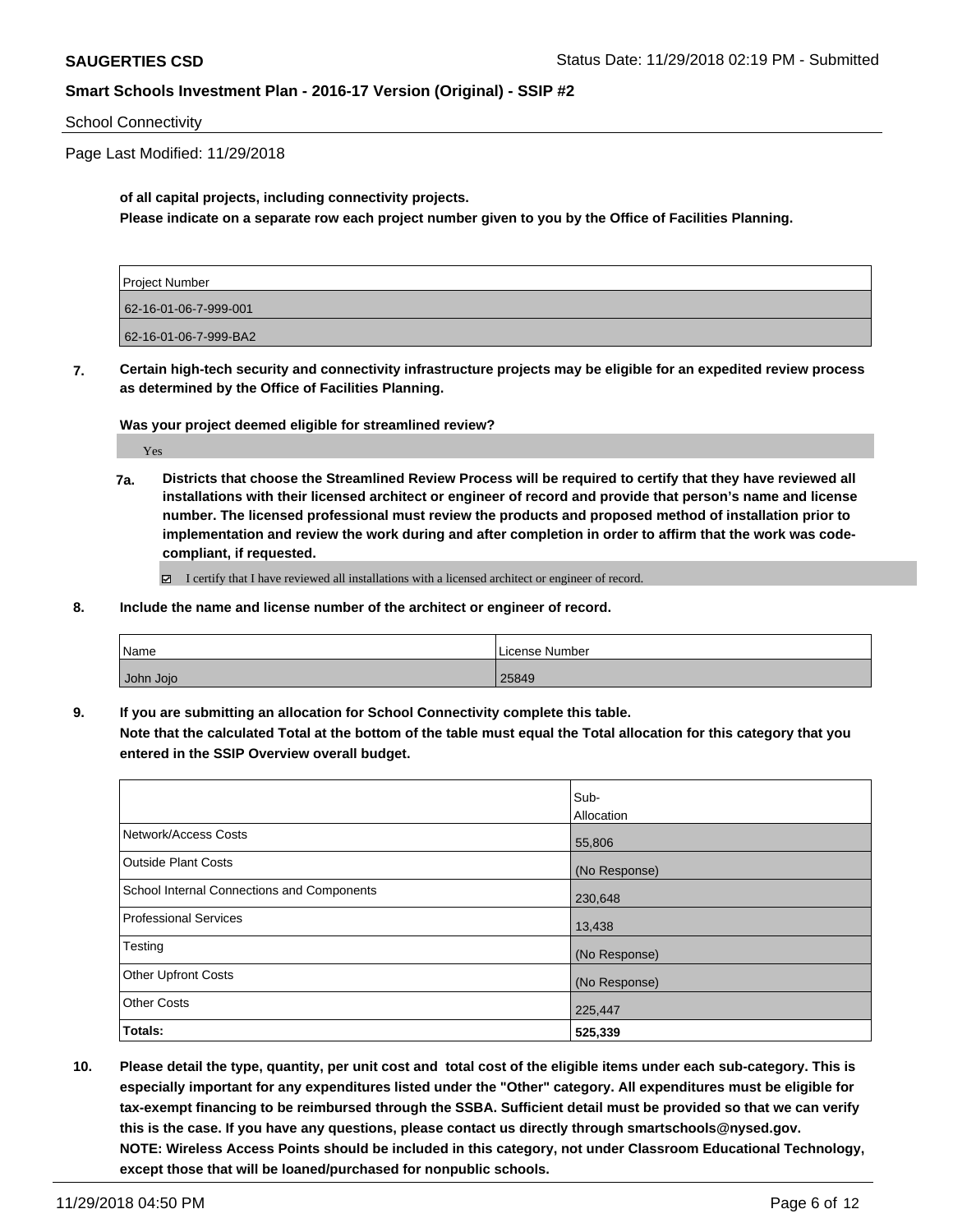**of all capital projects, including connectivity projects.**
**Please indicate on a separate row each project number given to you by the Office of Facilities Planning.**

| Project Number |
|---|
| 62-16-01-06-7-999-001 |
| 62-16-01-06-7-999-BA2 |

**7. Certain high-tech security and connectivity infrastructure projects may be eligible for an expedited review process as determined by the Office of Facilities Planning.**

**Was your project deemed eligible for streamlined review?**

Yes

**7a. Districts that choose the Streamlined Review Process will be required to certify that they have reviewed all installations with their licensed architect or engineer of record and provide that person's name and license number. The licensed professional must review the products and proposed method of installation prior to implementation and review the work during and after completion in order to affirm that the work was code-compliant, if requested.**

☑ I certify that I have reviewed all installations with a licensed architect or engineer of record.

**8. Include the name and license number of the architect or engineer of record.**

| Name | License Number |
|---|---|
| John Jojo | 25849 |

**9. If you are submitting an allocation for School Connectivity complete this table.**
**Note that the calculated Total at the bottom of the table must equal the Total allocation for this category that you entered in the SSIP Overview overall budget.**

| | Sub-Allocation |
|---|---|
| Network/Access Costs | 55,806 |
| Outside Plant Costs | (No Response) |
| School Internal Connections and Components | 230,648 |
| Professional Services | 13,438 |
| Testing | (No Response) |
| Other Upfront Costs | (No Response) |
| Other Costs | 225,447 |
| **Totals:** | **525,339** |

**10. Please detail the type, quantity, per unit cost and total cost of the eligible items under each sub-category. This is especially important for any expenditures listed under the "Other" category. All expenditures must be eligible for tax-exempt financing to be reimbursed through the SSBA. Sufficient detail must be provided so that we can verify this is the case. If you have any questions, please contact us directly through smartschools@nysed.gov.**
**NOTE: Wireless Access Points should be included in this category, not under Classroom Educational Technology, except those that will be loaned/purchased for nonpublic schools.**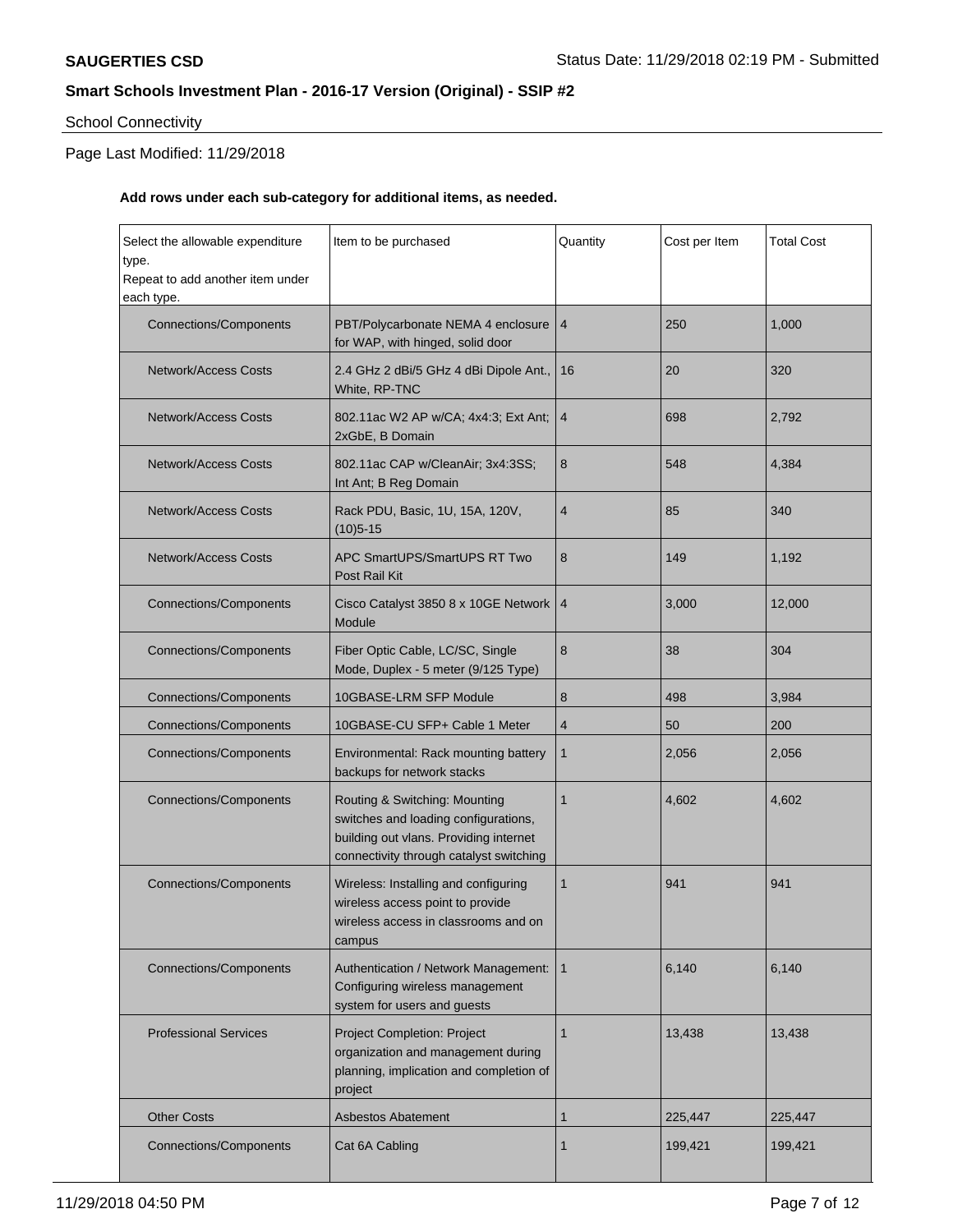**SAUGERTIES CSD**

Status Date: 11/29/2018 02:19 PM - Submitted

**Smart Schools Investment Plan - 2016-17 Version (Original) - SSIP #2**

School Connectivity

Page Last Modified: 11/29/2018

**Add rows under each sub-category for additional items, as needed.**

| Select the allowable expenditure type. Repeat to add another item under each type. | Item to be purchased | Quantity | Cost per Item | Total Cost |
|---|---|---|---|---|
| Connections/Components | PBT/Polycarbonate NEMA 4 enclosure for WAP, with hinged, solid door | 4 | 250 | 1,000 |
| Network/Access Costs | 2.4 GHz 2 dBi/5 GHz 4 dBi Dipole Ant., White, RP-TNC | 16 | 20 | 320 |
| Network/Access Costs | 802.11ac W2 AP w/CA; 4x4:3; Ext Ant; 2xGbE, B Domain | 4 | 698 | 2,792 |
| Network/Access Costs | 802.11ac CAP w/CleanAir; 3x4:3SS; Int Ant; B Reg Domain | 8 | 548 | 4,384 |
| Network/Access Costs | Rack PDU, Basic, 1U, 15A, 120V, (10)5-15 | 4 | 85 | 340 |
| Network/Access Costs | APC SmartUPS/SmartUPS RT Two Post Rail Kit | 8 | 149 | 1,192 |
| Connections/Components | Cisco Catalyst 3850 8 x 10GE Network Module | 4 | 3,000 | 12,000 |
| Connections/Components | Fiber Optic Cable, LC/SC, Single Mode, Duplex - 5 meter (9/125 Type) | 8 | 38 | 304 |
| Connections/Components | 10GBASE-LRM SFP Module | 8 | 498 | 3,984 |
| Connections/Components | 10GBASE-CU SFP+ Cable 1 Meter | 4 | 50 | 200 |
| Connections/Components | Environmental: Rack mounting battery backups for network stacks | 1 | 2,056 | 2,056 |
| Connections/Components | Routing & Switching: Mounting switches and loading configurations, building out vlans. Providing internet connectivity through catalyst switching | 1 | 4,602 | 4,602 |
| Connections/Components | Wireless: Installing and configuring wireless access point to provide wireless access in classrooms and on campus | 1 | 941 | 941 |
| Connections/Components | Authentication / Network Management: Configuring wireless management system for users and guests | 1 | 6,140 | 6,140 |
| Professional Services | Project Completion: Project organization and management during planning, implication and completion of project | 1 | 13,438 | 13,438 |
| Other Costs | Asbestos Abatement | 1 | 225,447 | 225,447 |
| Connections/Components | Cat 6A Cabling | 1 | 199,421 | 199,421 |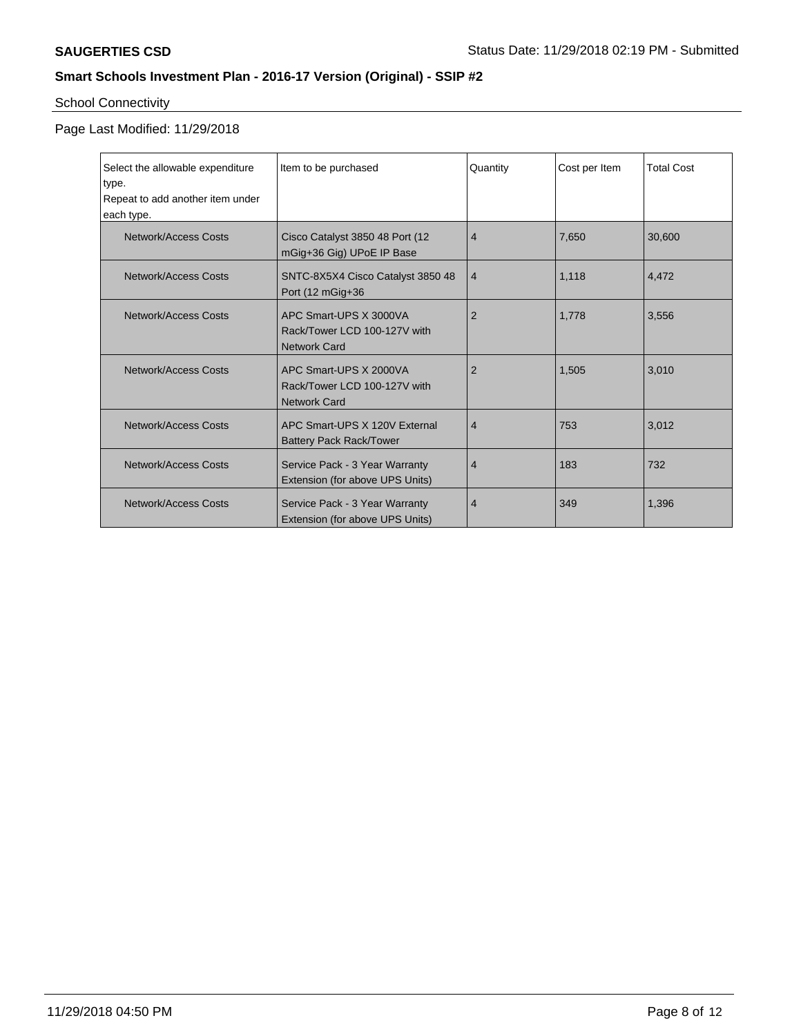## Smart Schools Investment Plan - 2016-17 Version (Original) - SSIP #2

School Connectivity

Page Last Modified: 11/29/2018

| Select the allowable expenditure type. Repeat to add another item under each type. | Item to be purchased | Quantity | Cost per Item | Total Cost |
| --- | --- | --- | --- | --- |
| Network/Access Costs | Cisco Catalyst 3850 48 Port (12 mGig+36 Gig) UPoE IP Base | 4 | 7,650 | 30,600 |
| Network/Access Costs | SNTC-8X5X4 Cisco Catalyst 3850 48 Port (12 mGig+36 | 4 | 1,118 | 4,472 |
| Network/Access Costs | APC Smart-UPS X 3000VA Rack/Tower LCD 100-127V with Network Card | 2 | 1,778 | 3,556 |
| Network/Access Costs | APC Smart-UPS X 2000VA Rack/Tower LCD 100-127V with Network Card | 2 | 1,505 | 3,010 |
| Network/Access Costs | APC Smart-UPS X 120V External Battery Pack Rack/Tower | 4 | 753 | 3,012 |
| Network/Access Costs | Service Pack - 3 Year Warranty Extension (for above UPS Units) | 4 | 183 | 732 |
| Network/Access Costs | Service Pack - 3 Year Warranty Extension (for above UPS Units) | 4 | 349 | 1,396 |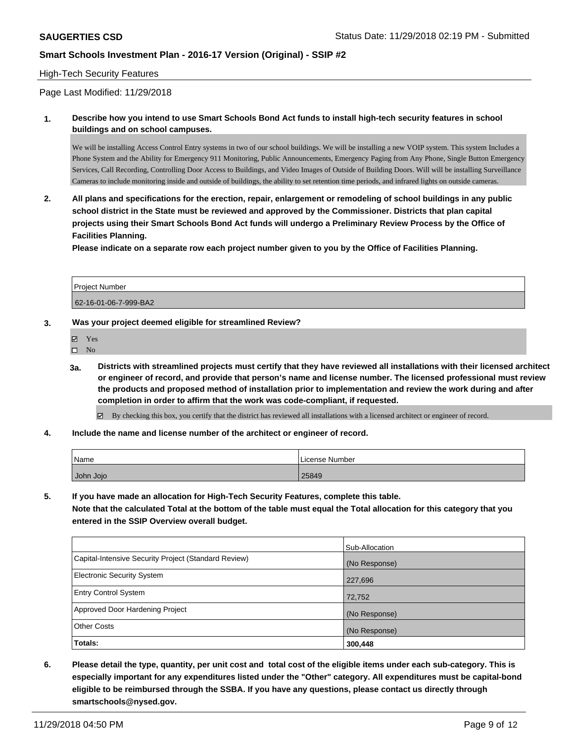## High-Tech Security Features

Page Last Modified: 11/29/2018

**1. Describe how you intend to use Smart Schools Bond Act funds to install high-tech security features in school buildings and on school campuses.**

We will be installing Access Control Entry systems in two of our school buildings. We will be installing a new VOIP system. This system Includes a Phone System and the Ability for Emergency 911 Monitoring, Public Announcements, Emergency Paging from Any Phone, Single Button Emergency Services, Call Recording, Controlling Door Access to Buildings, and Video Images of Outside of Building Doors. Will will be installing Surveillance Cameras to include monitoring inside and outside of buildings, the ability to set retention time periods, and infrared lights on outside cameras.

**2. All plans and specifications for the erection, repair, enlargement or remodeling of school buildings in any public school district in the State must be reviewed and approved by the Commissioner. Districts that plan capital projects using their Smart Schools Bond Act funds will undergo a Preliminary Review Process by the Office of Facilities Planning.**

**Please indicate on a separate row each project number given to you by the Office of Facilities Planning.**

| Project Number |
| --- |
| 62-16-01-06-7-999-BA2 |

**3. Was your project deemed eligible for streamlined Review?**

- ☑ Yes
- ☐ No

**3a. Districts with streamlined projects must certify that they have reviewed all installations with their licensed architect or engineer of record, and provide that person's name and license number. The licensed professional must review the products and proposed method of installation prior to implementation and review the work during and after completion in order to affirm that the work was code-compliant, if requested.**

☑ By checking this box, you certify that the district has reviewed all installations with a licensed architect or engineer of record.

**4. Include the name and license number of the architect or engineer of record.**

| Name | License Number |
| --- | --- |
| John Jojo | 25849 |

**5. If you have made an allocation for High-Tech Security Features, complete this table.**
**Note that the calculated Total at the bottom of the table must equal the Total allocation for this category that you entered in the SSIP Overview overall budget.**

| | Sub-Allocation |
| --- | --- |
| Capital-Intensive Security Project (Standard Review) | (No Response) |
| Electronic Security System | 227,696 |
| Entry Control System | 72,752 |
| Approved Door Hardening Project | (No Response) |
| Other Costs | (No Response) |
| **Totals:** | **300,448** |

**6. Please detail the type, quantity, per unit cost and total cost of the eligible items under each sub-category. This is especially important for any expenditures listed under the "Other" category. All expenditures must be capital-bond eligible to be reimbursed through the SSBA. If you have any questions, please contact us directly through smartschools@nysed.gov.**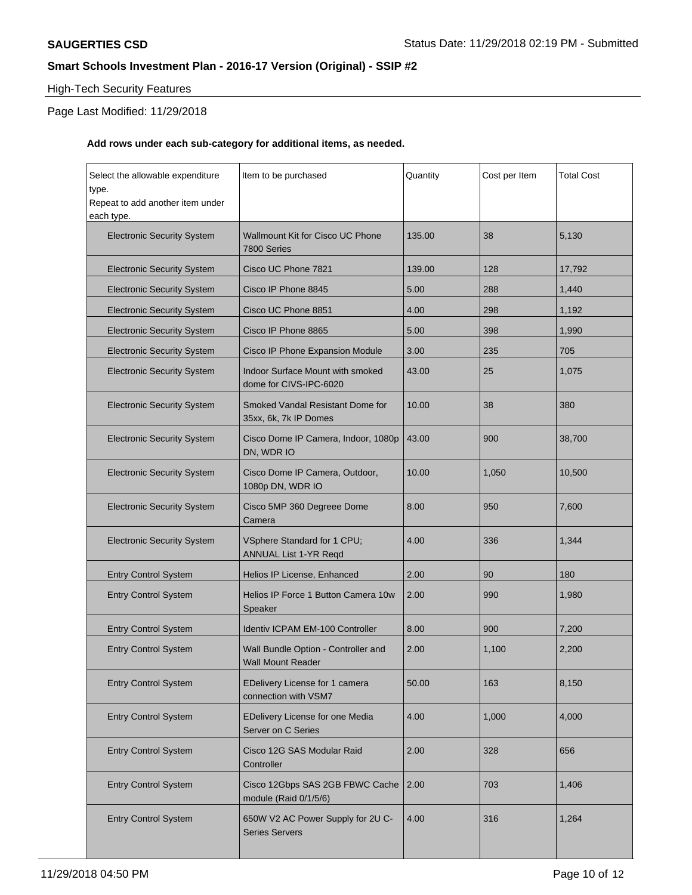**SAUGERTIES CSD** Status Date: 11/29/2018 02:19 PM - Submitted

**Smart Schools Investment Plan - 2016-17 Version (Original) - SSIP #2**

High-Tech Security Features

Page Last Modified: 11/29/2018

**Add rows under each sub-category for additional items, as needed.**

| Select the allowable expenditure type. Repeat to add another item under each type. | Item to be purchased | Quantity | Cost per Item | Total Cost |
|---|---|---|---|---|
| Electronic Security System | Wallmount Kit for Cisco UC Phone 7800 Series | 135.00 | 38 | 5,130 |
| Electronic Security System | Cisco UC Phone 7821 | 139.00 | 128 | 17,792 |
| Electronic Security System | Cisco IP Phone 8845 | 5.00 | 288 | 1,440 |
| Electronic Security System | Cisco UC Phone 8851 | 4.00 | 298 | 1,192 |
| Electronic Security System | Cisco IP Phone 8865 | 5.00 | 398 | 1,990 |
| Electronic Security System | Cisco IP Phone Expansion Module | 3.00 | 235 | 705 |
| Electronic Security System | Indoor Surface Mount with smoked dome for CIVS-IPC-6020 | 43.00 | 25 | 1,075 |
| Electronic Security System | Smoked Vandal Resistant Dome for 35xx, 6k, 7k IP Domes | 10.00 | 38 | 380 |
| Electronic Security System | Cisco Dome IP Camera, Indoor, 1080p DN, WDR IO | 43.00 | 900 | 38,700 |
| Electronic Security System | Cisco Dome IP Camera, Outdoor, 1080p DN, WDR IO | 10.00 | 1,050 | 10,500 |
| Electronic Security System | Cisco 5MP 360 Degreee Dome Camera | 8.00 | 950 | 7,600 |
| Electronic Security System | VSphere Standard for 1 CPU; ANNUAL List 1-YR Reqd | 4.00 | 336 | 1,344 |
| Entry Control System | Helios IP License, Enhanced | 2.00 | 90 | 180 |
| Entry Control System | Helios IP Force 1 Button Camera 10w Speaker | 2.00 | 990 | 1,980 |
| Entry Control System | Identiv ICPAM EM-100 Controller | 8.00 | 900 | 7,200 |
| Entry Control System | Wall Bundle Option - Controller and Wall Mount Reader | 2.00 | 1,100 | 2,200 |
| Entry Control System | EDelivery License for 1 camera connection with VSM7 | 50.00 | 163 | 8,150 |
| Entry Control System | EDelivery License for one Media Server on C Series | 4.00 | 1,000 | 4,000 |
| Entry Control System | Cisco 12G SAS Modular Raid Controller | 2.00 | 328 | 656 |
| Entry Control System | Cisco 12Gbps SAS 2GB FBWC Cache module (Raid 0/1/5/6) | 2.00 | 703 | 1,406 |
| Entry Control System | 650W V2 AC Power Supply for 2U C-Series Servers | 4.00 | 316 | 1,264 |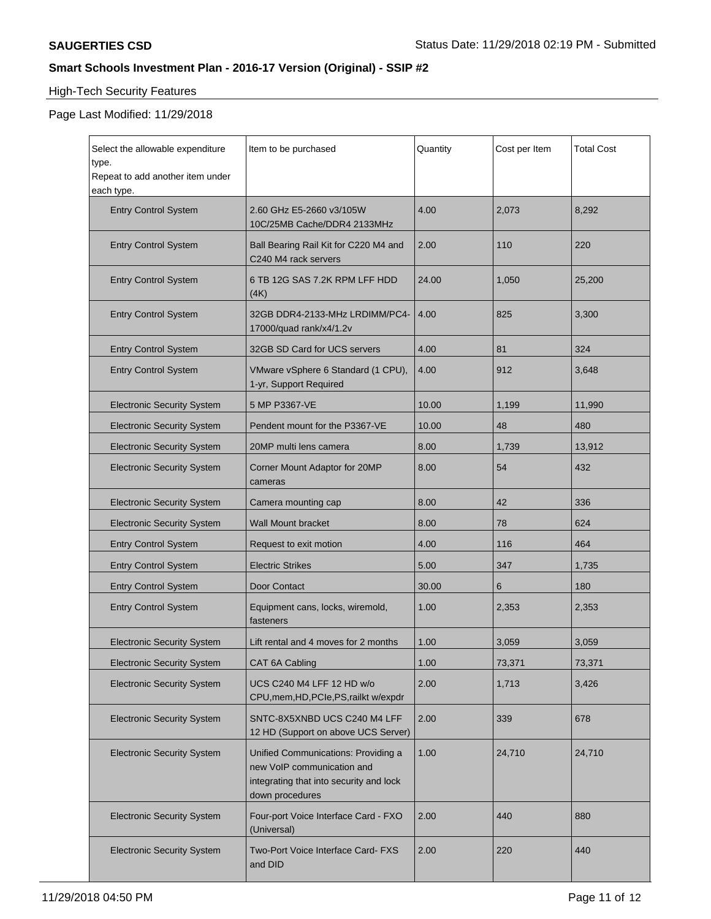**SAUGERTIES CSD** Status Date: 11/29/2018 02:19 PM - Submitted

## Smart Schools Investment Plan - 2016-17 Version (Original) - SSIP #2

High-Tech Security Features

Page Last Modified: 11/29/2018

| Select the allowable expenditure type. Repeat to add another item under each type. | Item to be purchased | Quantity | Cost per Item | Total Cost |
|---|---|---|---|---|
| Entry Control System | 2.60 GHz E5-2660 v3/105W 10C/25MB Cache/DDR4 2133MHz | 4.00 | 2,073 | 8,292 |
| Entry Control System | Ball Bearing Rail Kit for C220 M4 and C240 M4 rack servers | 2.00 | 110 | 220 |
| Entry Control System | 6 TB 12G SAS 7.2K RPM LFF HDD (4K) | 24.00 | 1,050 | 25,200 |
| Entry Control System | 32GB DDR4-2133-MHz LRDIMM/PC4-17000/quad rank/x4/1.2v | 4.00 | 825 | 3,300 |
| Entry Control System | 32GB SD Card for UCS servers | 4.00 | 81 | 324 |
| Entry Control System | VMware vSphere 6 Standard (1 CPU), 1-yr, Support Required | 4.00 | 912 | 3,648 |
| Electronic Security System | 5 MP P3367-VE | 10.00 | 1,199 | 11,990 |
| Electronic Security System | Pendent mount for the P3367-VE | 10.00 | 48 | 480 |
| Electronic Security System | 20MP multi lens camera | 8.00 | 1,739 | 13,912 |
| Electronic Security System | Corner Mount Adaptor for 20MP cameras | 8.00 | 54 | 432 |
| Electronic Security System | Camera mounting cap | 8.00 | 42 | 336 |
| Electronic Security System | Wall Mount bracket | 8.00 | 78 | 624 |
| Entry Control System | Request to exit motion | 4.00 | 116 | 464 |
| Entry Control System | Electric Strikes | 5.00 | 347 | 1,735 |
| Entry Control System | Door Contact | 30.00 | 6 | 180 |
| Entry Control System | Equipment cans, locks, wiremold, fasteners | 1.00 | 2,353 | 2,353 |
| Electronic Security System | Lift rental and 4 moves for 2 months | 1.00 | 3,059 | 3,059 |
| Electronic Security System | CAT 6A Cabling | 1.00 | 73,371 | 73,371 |
| Electronic Security System | UCS C240 M4 LFF 12 HD w/o CPU,mem,HD,PCIe,PS,railkt w/expdr | 2.00 | 1,713 | 3,426 |
| Electronic Security System | SNTC-8X5XNBD UCS C240 M4 LFF 12 HD (Support on above UCS Server) | 2.00 | 339 | 678 |
| Electronic Security System | Unified Communications: Providing a new VoIP communication and integrating that into security and lock down procedures | 1.00 | 24,710 | 24,710 |
| Electronic Security System | Four-port Voice Interface Card - FXO (Universal) | 2.00 | 440 | 880 |
| Electronic Security System | Two-Port Voice Interface Card- FXS and DID | 2.00 | 220 | 440 |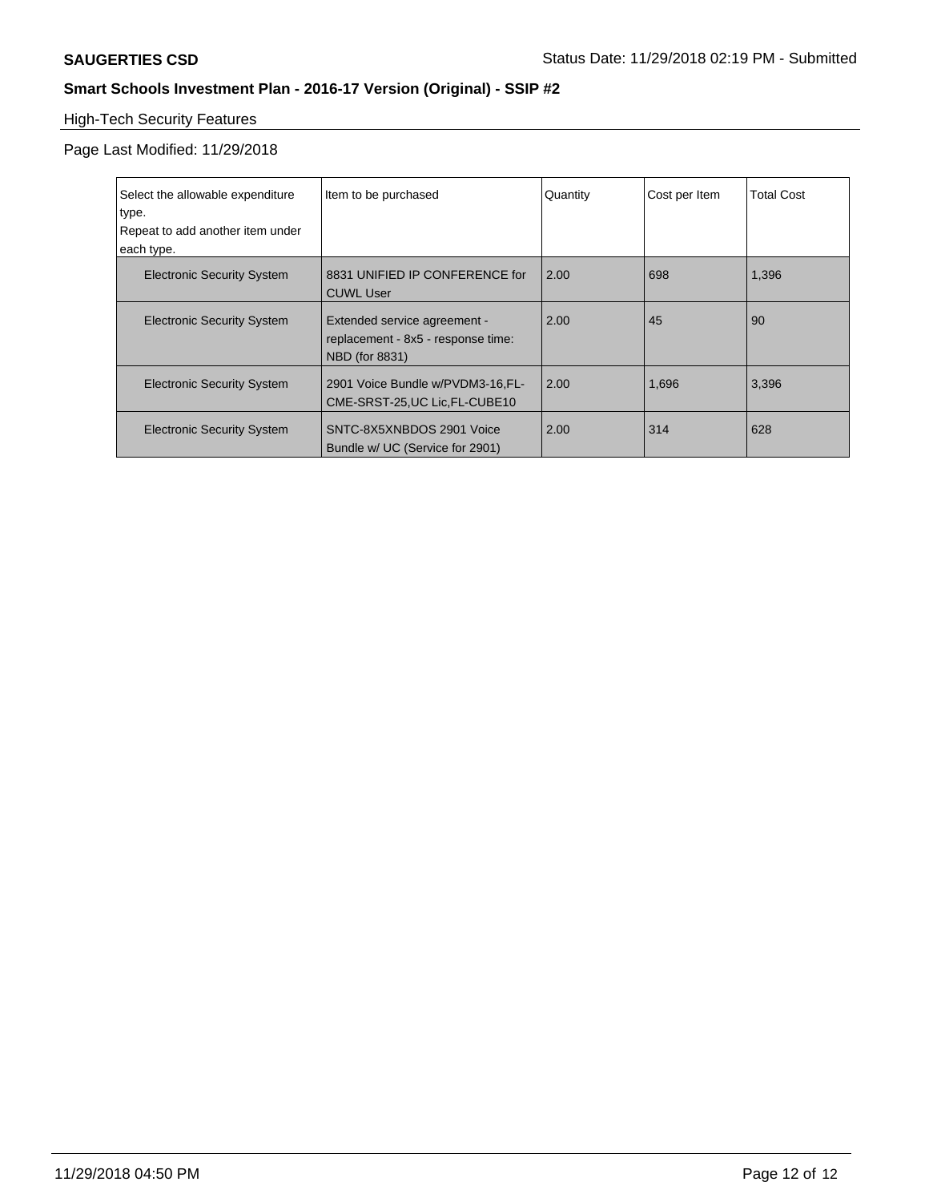High-Tech Security Features

Page Last Modified: 11/29/2018

| Select the allowable expenditure type.<br>Repeat to add another item under each type. | Item to be purchased | Quantity | Cost per Item | Total Cost |
|---|---|---|---|---|
| Electronic Security System | 8831 UNIFIED IP CONFERENCE for CUWL User | 2.00 | 698 | 1,396 |
| Electronic Security System | Extended service agreement - replacement - 8x5 - response time: NBD (for 8831) | 2.00 | 45 | 90 |
| Electronic Security System | 2901 Voice Bundle w/PVDM3-16,FL-CME-SRST-25,UC Lic,FL-CUBE10 | 2.00 | 1,696 | 3,396 |
| Electronic Security System | SNTC-8X5XNBDOS 2901 Voice Bundle w/ UC (Service for 2901) | 2.00 | 314 | 628 |